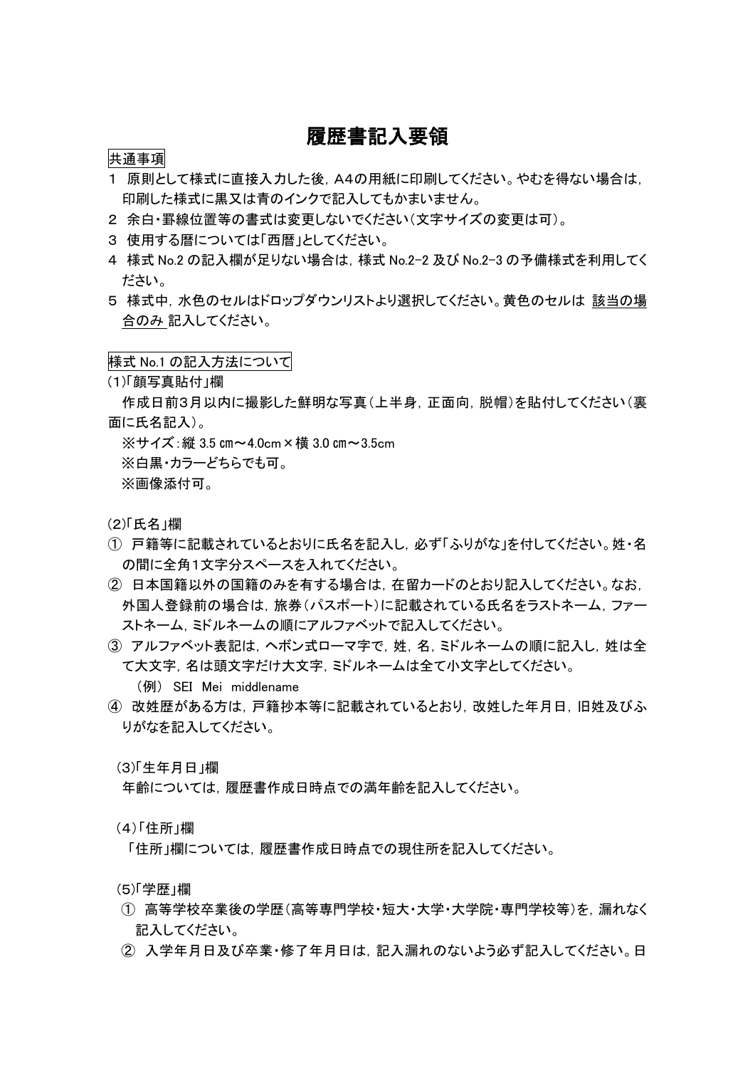# 履歴書記入要領

共通事項

1　原則として様式に直接入力した後，A4の用紙に印刷してください。やむを得ない場合は，印刷した様式に黒又は青のインクで記入してもかまいません。
2　余白・罫線位置等の書式は変更しないでください（文字サイズの変更は可）。
3　使用する暦については「西暦」としてください。
4　様式 No.2 の記入欄が足りない場合は，様式 No.2-2 及び No.2-3 の予備様式を利用してください。
5　様式中，水色のセルはドロップダウンリストより選択してください。黄色のセルは 該当の場合のみ 記入してください。

様式 No.1 の記入方法について

(1)「顔写真貼付」欄

作成日前3月以内に撮影した鮮明な写真（上半身，正面向，脱帽）を貼付してください（裏面に氏名記入）。

※サイズ：縦 3.5 ㎝～4.0cm × 横 3.0 ㎝～3.5cm
※白黒・カラーどちらでも可。
※画像添付可。

(2)「氏名」欄

① 戸籍等に記載されているとおりに氏名を記入し，必ず「ふりがな」を付してください。姓・名の間に全角1文字分スペースを入れてください。
② 日本国籍以外の国籍のみを有する場合は，在留カードのとおり記入してください。なお，外国人登録前の場合は，旅券（パスポート）に記載されている氏名をラストネーム，ファーストネーム，ミドルネームの順にアルファベットで記入してください。
③ アルファベット表記は，ヘボン式ローマ字で，姓，名，ミドルネームの順に記入し，姓は全て大文字，名は頭文字だけ大文字，ミドルネームは全て小文字としてください。
　（例）　SEI　Mei　middlename
④ 改姓歴がある方は，戸籍抄本等に記載されているとおり，改姓した年月日，旧姓及びふりがなを記入してください。

(3)「生年月日」欄

年齢については，履歴書作成日時点での満年齢を記入してください。

(4)「住所」欄

「住所」欄については，履歴書作成日時点での現住所を記入してください。

(5)「学歴」欄

① 高等学校卒業後の学歴（高等専門学校・短大・大学・大学院・専門学校等）を，漏れなく記入してください。
② 入学年月日及び卒業・修了年月日は，記入漏れのないよう必ず記入してください。日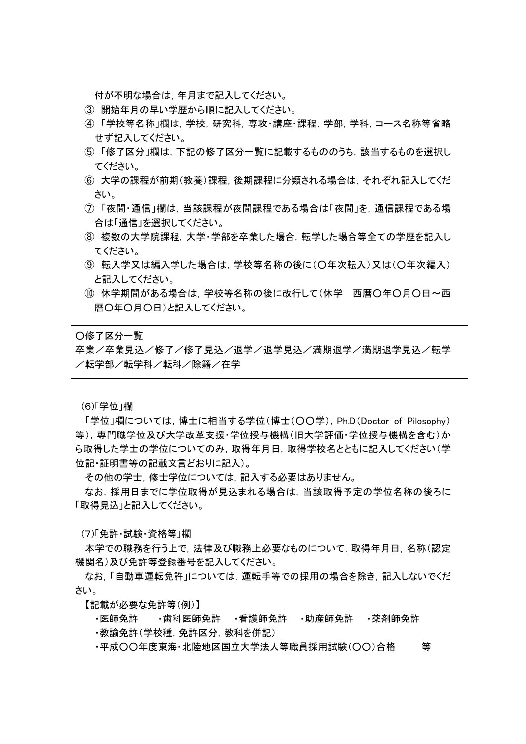付が不明な場合は，年月まで記入してください。

③ 開始年月の早い学歴から順に記入してください。

④ 「学校等名称」欄は，学校，研究科，専攻・講座・課程，学部，学科，コース名称等省略せず記入してください。

⑤ 「修了区分」欄は，下記の修了区分一覧に記載するもののうち，該当するものを選択してください。

⑥ 大学の課程が前期（教養）課程，後期課程に分類される場合は，それぞれ記入してください。

⑦ 「夜間・通信」欄は，当該課程が夜間課程である場合は「夜間」を，通信課程である場合は「通信」を選択してください。

⑧ 複数の大学院課程，大学・学部を卒業した場合，転学した場合等全ての学歴を記入してください。

⑨ 転入学又は編入学した場合は，学校等名称の後に（○年次転入）又は（○年次編入）と記入してください。

⑩ 休学期間がある場合は，学校等名称の後に改行して（休学　西暦○年○月○日～西暦○年○月○日）と記入してください。

> ○修了区分一覧
> 卒業／卒業見込／修了／修了見込／退学／退学見込／満期退学／満期退学見込／転学／転学部／転学科／転科／除籍／在学

（6)「学位」欄

「学位」欄については，博士に相当する学位（博士（○○学），Ph.D（Doctor of Pilosophy）等），専門職学位及び大学改革支援・学位授与機構（旧大学評価・学位授与機構を含む）から取得した学士の学位についてのみ，取得年月日，取得学校名とともに記入してください（学位記・証明書等の記載文言どおりに記入）。

その他の学士，修士学位については，記入する必要はありません。

なお，採用日までに学位取得が見込まれる場合は，当該取得予定の学位名称の後ろに「取得見込」と記入してください。

（7)「免許・試験・資格等」欄

本学での職務を行う上で，法律及び職務上必要なものについて，取得年月日，名称（認定機関名）及び免許等登録番号を記入してください。

なお，「自動車運転免許」については，運転手等での採用の場合を除き，記入しないでください。

【記載が必要な免許等（例）】

- 医師免許　・歯科医師免許　・看護師免許　・助産師免許　・薬剤師免許
- 教諭免許（学校種，免許区分，教科を併記）
- 平成○○年度東海・北陸地区国立大学法人等職員採用試験（○○）合格　　等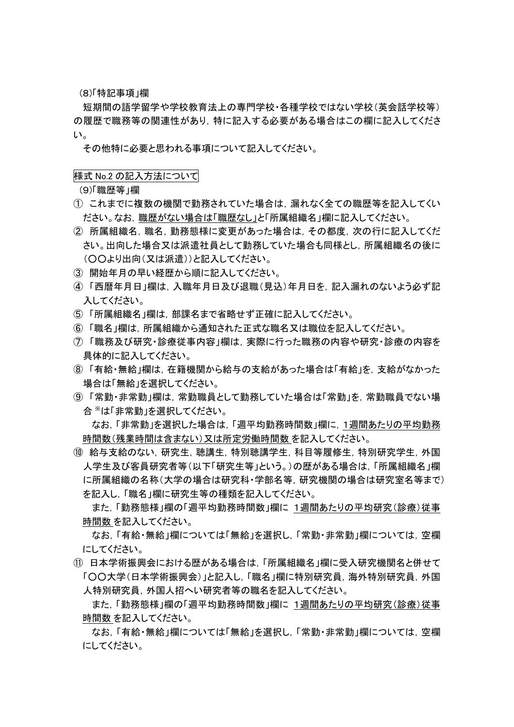（8)「特記事項」欄

短期間の語学留学や学校教育法上の専門学校・各種学校ではない学校（英会話学校等）の履歴で職務等の関連性があり，特に記入する必要がある場合はこの欄に記入してください。

その他特に必要と思われる事項について記入してください。

**様式 No.2 の記入方法について**

（9)「職歴等」欄

① これまでに複数の機関で勤務されていた場合は，漏れなく全ての職歴等を記入してくいださい。なお，<u>職歴がない場合は「職歴なし」</u>と「所属組織名」欄に記入してください。

② 所属組織名，職名，勤務態様に変更があった場合は，その都度，次の行に記入してください。出向した場合又は派遣社員として勤務していた場合も同様とし，所属組織名の後に（〇〇より出向（又は派遣））と記入してください。

③ 開始年月の早い経歴から順に記入してください。

④ 「西暦年月日」欄は，入職年月日及び退職（見込）年月日を，記入漏れのないよう必ず記入してください。

⑤ 「所属組織名」欄は，部課名まで省略せず正確に記入してください。

⑥ 「職名」欄は，所属組織から通知された正式な職名又は職位を記入してください。

⑦ 「職務及び研究・診療従事内容」欄は，実際に行った職務の内容や研究・診療の内容を具体的に記入してください。

⑧ 「有給・無給」欄は，在籍機関から給与の支給があった場合は「有給」を，支給がなかった場合は「無給」を選択してください。

⑨ 「常勤・非常勤」欄は，常勤職員として勤務していた場合は「常勤」を，常勤職員でない場合※は「非常勤」を選択してください。

なお，「非常勤」を選択した場合は，「週平均勤務時間数」欄に，<u>1週間あたりの平均勤務時間数（残業時間は含まない）又は所定労働時間数</u>を記入してください。

⑩ 給与支給のない，研究生，聴講生，特別聴講学生，科目等履修生，特別研究学生，外国人学生及び客員研究者等（以下「研究生等」という。）の歴がある場合は，「所属組織名」欄に所属組織の名称（大学の場合は研究科・学部名等，研究機関の場合は研究室名等まで）を記入し，「職名」欄に研究生等の種類を記入してください。

また，「勤務態様」欄の「週平均勤務時間数」欄に <u>1週間あたりの平均研究（診療）従事時間数</u>を記入してください。

なお，「有給・無給」欄については「無給」を選択し，「常勤・非常勤」欄については，空欄にしてください。

⑪ 日本学術振興会における歴がある場合は，「所属組織名」欄に受入研究機関名と併せて「〇〇大学（日本学術振興会）」と記入し，「職名」欄に特別研究員，海外特別研究員，外国人特別研究員，外国人招へい研究者等の職名を記入してください。

また，「勤務態様」欄の「週平均勤務時間数」欄に <u>1週間あたりの平均研究（診療）従事時間数</u>を記入してください。

なお，「有給・無給」欄については「無給」を選択し，「常勤・非常勤」欄については，空欄にしてください。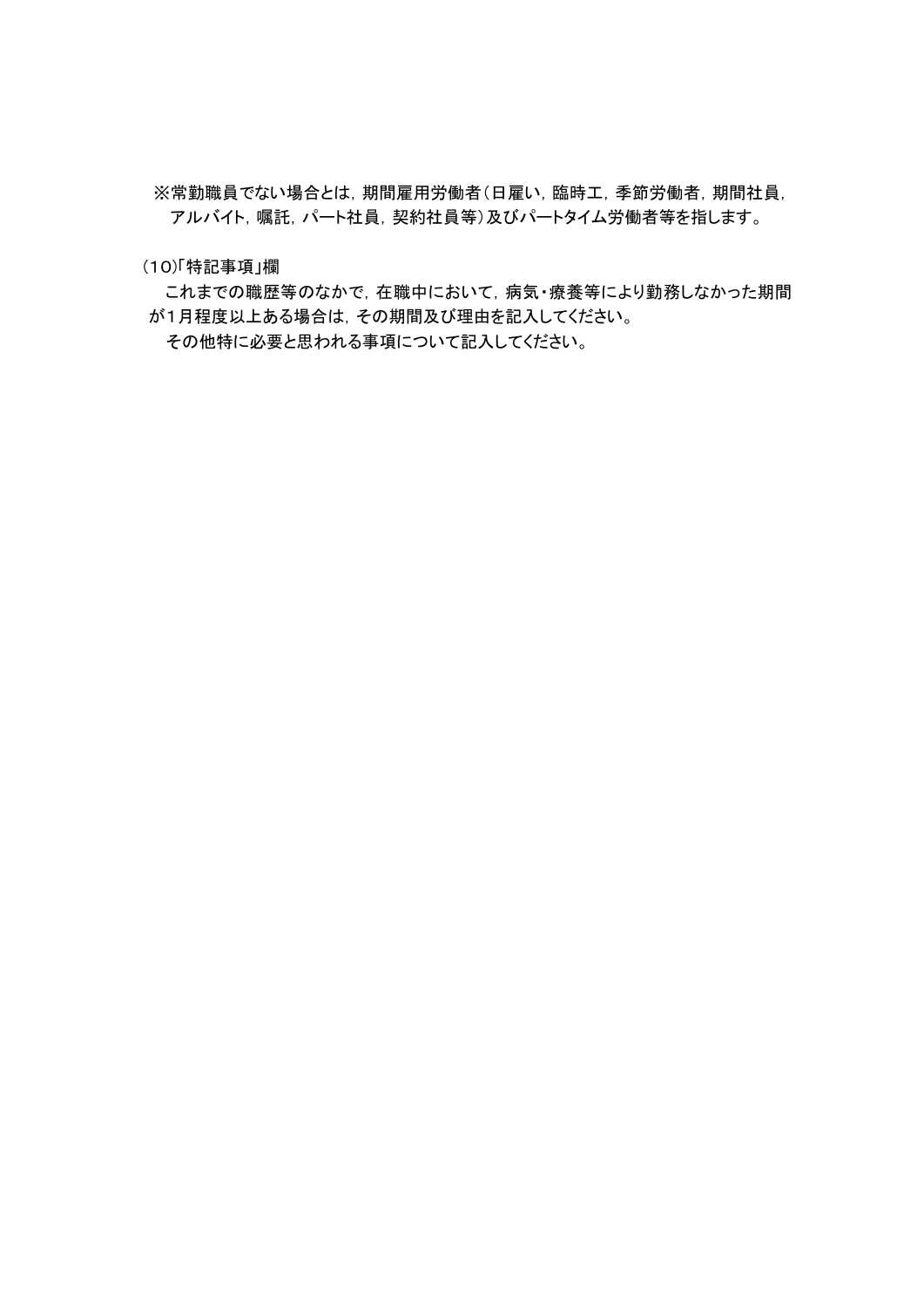※常勤職員でない場合とは，期間雇用労働者（日雇い，臨時工，季節労働者，期間社員，アルバイト，嘱託，パート社員，契約社員等）及びパートタイム労働者等を指します。

(10)「特記事項」欄

これまでの職歴等のなかで，在職中において，病気・療養等により勤務しなかった期間が1月程度以上ある場合は，その期間及び理由を記入してください。

その他特に必要と思われる事項について記入してください。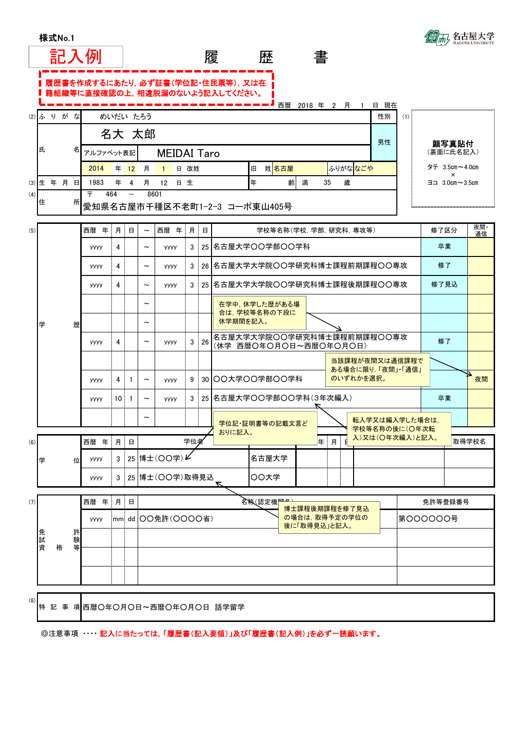株式No.1

名古屋大学 NAGOYA UNIVERSITY

# 記入例　　　　履　　　歴　　　書

履歴書を作成するにあたり，必ず証書（学位記・住民票等），又は在籍組織等に直接確認の上，相違脱漏のないよう記入してください。

西暦　2018　年　2　月　1　日　現在

| | | | | |
|---|---|---|---|---|
| (2) ふりがな | めいだい　たろう | | 性別 | (1) 顔写真貼付（裏面に氏名記入）タテ 3.5cm～4.0cm × ヨコ 3.0cm～3.5cm |
| 氏名 | 名大　太郎 | | 男性 | |
| | アルファベット表記　MEIDAI Taro | | | |
| | 2014　年　12　月　1　日　改姓 | 旧姓　名古屋　ふりがな　なごや | | |
| (3) 生年月日 | 1983　年　4　月　12　日　生 | 年齢　満　35　歳 | | |
| (4) 住所 | 〒　464　—　8601 愛知県名古屋市千種区不老町1-2-3　コーポ東山405号 | | | |

(5) 学歴

| 西暦 年 | 月 | 日 | ～ | 西暦 年 | 月 | 日 | 学校等名称（学校，学部，研究科，専攻等） | 修了区分 | 夜間・通信 |
|---|---|---|---|---|---|---|---|---|---|
| yyyy | 4 | | ～ | yyyy | 3 | 25 | 名古屋大学〇〇学部〇〇学科 | 卒業 | |
| yyyy | 4 | | ～ | yyyy | 3 | 26 | 名古屋大学大学院〇〇学研究科博士課程前期課程〇〇専攻 | 修了 | |
| yyyy | 4 | | ～ | yyyy | 3 | 25 | 名古屋大学大学院〇〇学研究科博士課程後期課程〇〇専攻 | 修了見込 | |
| | | | ～ | | | | 在学中，休学した歴がある場合は，学校等名称の下段に休学期間を記入。 | | |
| | | | ～ | | | | | | |
| yyyy | 4 | | ～ | yyyy | 3 | 26 | 名古屋大学大学院〇〇学研究科博士課程前期課程〇〇専攻（休学　西暦〇年〇月〇日～西暦〇年〇月〇日） | 修了 | |
| | | | | | | | 当該課程が夜間又は通信課程である場合に限り，「夜間」・「通信」のいずれかを選択。 | | |
| yyyy | 4 | 1 | ～ | yyyy | 9 | 30 | 〇〇大学〇〇学部〇〇学科 | | 夜間 |
| yyyy | 10 | 1 | ～ | yyyy | 3 | 25 | 名古屋大学〇〇学部〇〇学科（3年次編入） | 卒業 | |
| | | | ～ | | | | 転入学又は編入学した場合は，学校等名称の後に（〇年次転入）又は（〇年次編入）と記入。 | | |

(6) 学位

| 西暦 年 | 月 | 日 | 学位名 | 取得学校名 | 西暦 年 | 月 | 日 | 学位名 | 取得学校名 |
|---|---|---|---|---|---|---|---|---|---|
| yyyy | 3 | 25 | 博士（〇〇学） | 名古屋大学 | | | | | |
| yyyy | 3 | 25 | 博士（〇〇学）取得見込 | 〇〇大学 | | | | | |

学位記・証明書等の記載文言どおりに記入。

博士課程後期課程を修了見込の場合は，取得予定の学位の後に「取得見込」と記入。

(7) 免許資格試験等

| 西暦 年 | 月 | 日 | 名称（認定機関名） | 免許等登録番号 |
|---|---|---|---|---|
| yyyy | mm | dd | 〇〇免許（〇〇〇〇省） | 第〇〇〇〇〇〇号 |
| | | | | |
| | | | | |
| | | | | |

(8) 特記事項　西暦〇年〇月〇日～西暦〇年〇月〇日　語学留学

◎注意事項　‥‥　記入に当たっては，「履歴書（記入要領）」及び「履歴書（記入例）」を必ず一読願います。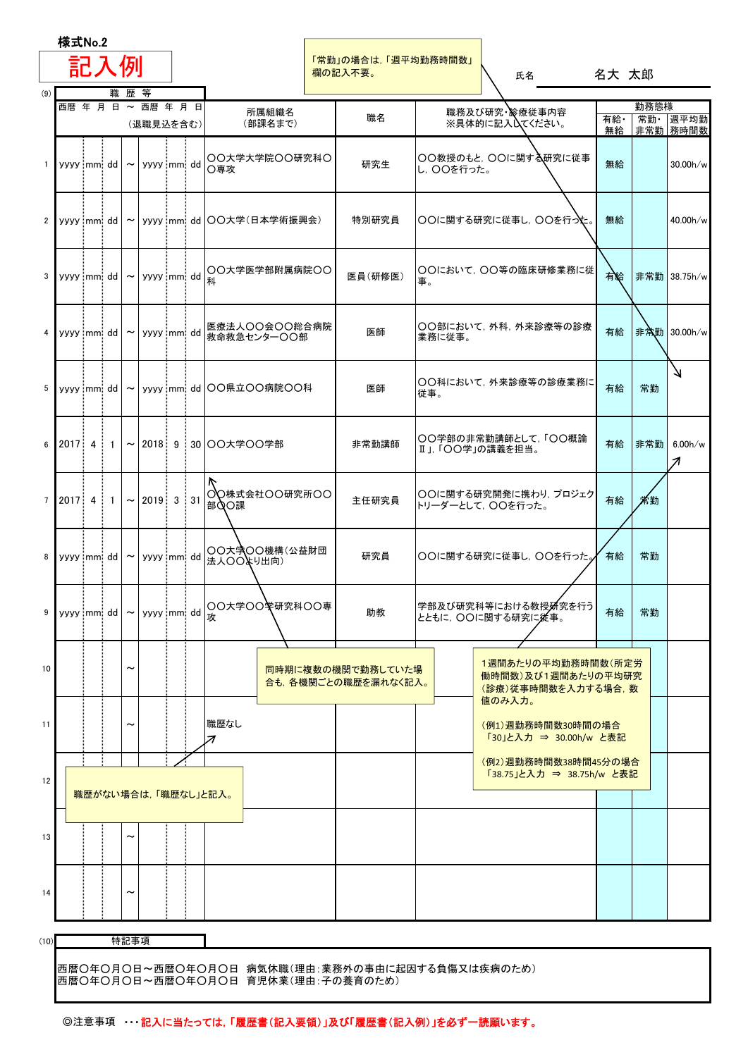**様式No.2**

# 記入例

「常勤」の場合は，「週平均勤務時間数」欄の記入不要。

氏名　名大　太郎

(9) 職歴等

| | 西暦 年 月 日 | ～ | 西暦 年 月 日（退職見込を含む） | 所属組織名（部課名まで） | 職名 | 職務及び研究・診療従事内容 ※具体的に記入してください。 | 勤務態様 有給・無給 | 常勤・非常勤 | 週平均勤務時間数 |
|---|---|---|---|---|---|---|---|---|---|
| 1 | yyyy mm dd | ～ | yyyy mm dd | ○○大学大学院○○研究科○○専攻 | 研究生 | ○○教授のもと，○○に関する研究に従事し，○○を行った。 | 無給 | | 30.00h/w |
| 2 | yyyy mm dd | ～ | yyyy mm dd | ○○大学（日本学術振興会） | 特別研究員 | ○○に関する研究に従事し，○○を行った。 | 無給 | | 40.00h/w |
| 3 | yyyy mm dd | ～ | yyyy mm dd | ○○大学医学部附属病院○○科 | 医員（研修医） | ○○において，○○等の臨床研修業務に従事。 | 有給 | 非常勤 | 38.75h/w |
| 4 | yyyy mm dd | ～ | yyyy mm dd | 医療法人○○会○○総合病院救命救急センター○○部 | 医師 | ○○部において，外科，外来診療等の診療業務に従事。 | 有給 | 非常勤 | 30.00h/w |
| 5 | yyyy mm dd | ～ | yyyy mm dd | ○○県立○○病院○○科 | 医師 | ○○科において，外来診療等の診療業務に従事。 | 有給 | 常勤 | |
| 6 | 2017 4 1 | ～ | 2018 9 30 | ○○大学○○学部 | 非常勤講師 | ○○学部の非常勤講師として，「○○概論Ⅱ」，「○○学」の講義を担当。 | 有給 | 非常勤 | 6.00h/w |
| 7 | 2017 4 1 | ～ | 2019 3 31 | ○○株式会社○○研究所○○部○○課 | 主任研究員 | ○○に関する研究開発に携わり，プロジェクトリーダーとして，○○を行った。 | 有給 | 常勤 | |
| 8 | yyyy mm dd | ～ | yyyy mm dd | ○○大学○○機構（公益財団法人○○より出向） | 研究員 | ○○に関する研究に従事し，○○を行った。 | 有給 | 常勤 | |
| 9 | yyyy mm dd | ～ | yyyy mm dd | ○○大学○○学研究科○○専攻 | 助教 | 学部及び研究科等における教授研究を行うとともに，○○に関する研究に従事。 | 有給 | 常勤 | |
| 10 | | ～ | | | | | | | |
| 11 | | ～ | | 職歴なし | | | | | |
| 12 | | | | | | | | | |
| 13 | | ～ | | | | | | | |
| 14 | | ～ | | | | | | | |

同時期に複数の機関で勤務していた場合も，各機関ごとの職歴を漏れなく記入。

職歴がない場合は，「職歴なし」と記入。

1週間あたりの平均勤務時間数（所定労働時間数）及び1週間あたりの平均研究（診療）従事時間数を入力する場合，数値のみ入力。

（例1）週勤務時間数30時間の場合
「30」と入力 ⇒ 30.00h/w と表記

（例2）週勤務時間数38時間45分の場合
「38.75」と入力 ⇒ 38.75h/w と表記

(10) 特記事項

西暦○年○月○日～西暦○年○月○日　病気休職（理由：業務外の事由に起因する負傷又は疾病のため）
西暦○年○月○日～西暦○年○月○日　育児休業（理由：子の養育のため）

◎注意事項 ･･･記入に当たっては，「履歴書（記入要領）」及び「履歴書（記入例）」を必ず一読願います。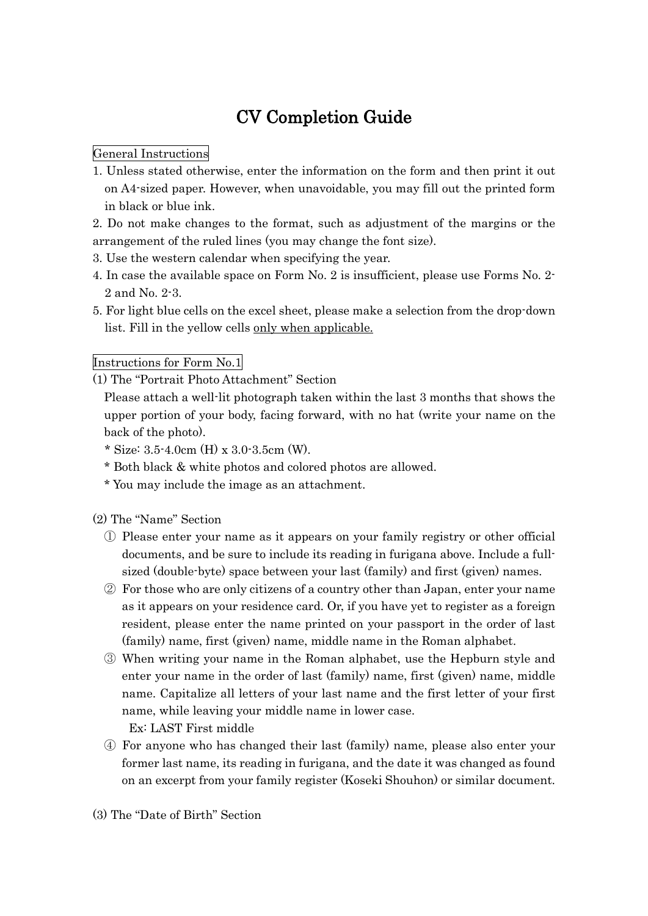# CV Completion Guide

General Instructions

1. Unless stated otherwise, enter the information on the form and then print it out on A4-sized paper. However, when unavoidable, you may fill out the printed form in black or blue ink.
2. Do not make changes to the format, such as adjustment of the margins or the arrangement of the ruled lines (you may change the font size).
3. Use the western calendar when specifying the year.
4. In case the available space on Form No. 2 is insufficient, please use Forms No. 2-2 and No. 2-3.
5. For light blue cells on the excel sheet, please make a selection from the drop-down list. Fill in the yellow cells <u>only when applicable.</u>

Instructions for Form No.1

(1) The "Portrait Photo Attachment" Section

Please attach a well-lit photograph taken within the last 3 months that shows the upper portion of your body, facing forward, with no hat (write your name on the back of the photo).

\* Size: 3.5-4.0cm (H) x 3.0-3.5cm (W).

\* Both black & white photos and colored photos are allowed.

\* You may include the image as an attachment.

(2) The "Name" Section

① Please enter your name as it appears on your family registry or other official documents, and be sure to include its reading in furigana above. Include a full-sized (double-byte) space between your last (family) and first (given) names.

② For those who are only citizens of a country other than Japan, enter your name as it appears on your residence card. Or, if you have yet to register as a foreign resident, please enter the name printed on your passport in the order of last (family) name, first (given) name, middle name in the Roman alphabet.

③ When writing your name in the Roman alphabet, use the Hepburn style and enter your name in the order of last (family) name, first (given) name, middle name. Capitalize all letters of your last name and the first letter of your first name, while leaving your middle name in lower case.

Ex: LAST First middle

④ For anyone who has changed their last (family) name, please also enter your former last name, its reading in furigana, and the date it was changed as found on an excerpt from your family register (Koseki Shouhon) or similar document.

(3) The "Date of Birth" Section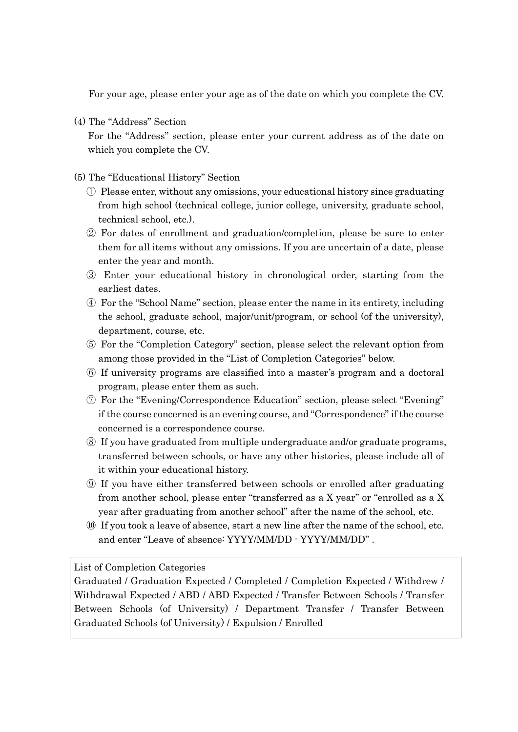For your age, please enter your age as of the date on which you complete the CV.

(4) The "Address" Section

For the "Address" section, please enter your current address as of the date on which you complete the CV.

(5) The "Educational History" Section

① Please enter, without any omissions, your educational history since graduating from high school (technical college, junior college, university, graduate school, technical school, etc.).

② For dates of enrollment and graduation/completion, please be sure to enter them for all items without any omissions. If you are uncertain of a date, please enter the year and month.

③ Enter your educational history in chronological order, starting from the earliest dates.

④ For the "School Name" section, please enter the name in its entirety, including the school, graduate school, major/unit/program, or school (of the university), department, course, etc.

⑤ For the "Completion Category" section, please select the relevant option from among those provided in the "List of Completion Categories" below.

⑥ If university programs are classified into a master's program and a doctoral program, please enter them as such.

⑦ For the "Evening/Correspondence Education" section, please select "Evening" if the course concerned is an evening course, and "Correspondence" if the course concerned is a correspondence course.

⑧ If you have graduated from multiple undergraduate and/or graduate programs, transferred between schools, or have any other histories, please include all of it within your educational history.

⑨ If you have either transferred between schools or enrolled after graduating from another school, please enter "transferred as a X year" or "enrolled as a X year after graduating from another school" after the name of the school, etc.

⑩ If you took a leave of absence, start a new line after the name of the school, etc. and enter "Leave of absence: YYYY/MM/DD - YYYY/MM/DD" .

List of Completion Categories

Graduated / Graduation Expected / Completed / Completion Expected / Withdrew / Withdrawal Expected / ABD / ABD Expected / Transfer Between Schools / Transfer Between Schools (of University) / Department Transfer / Transfer Between Graduated Schools (of University) / Expulsion / Enrolled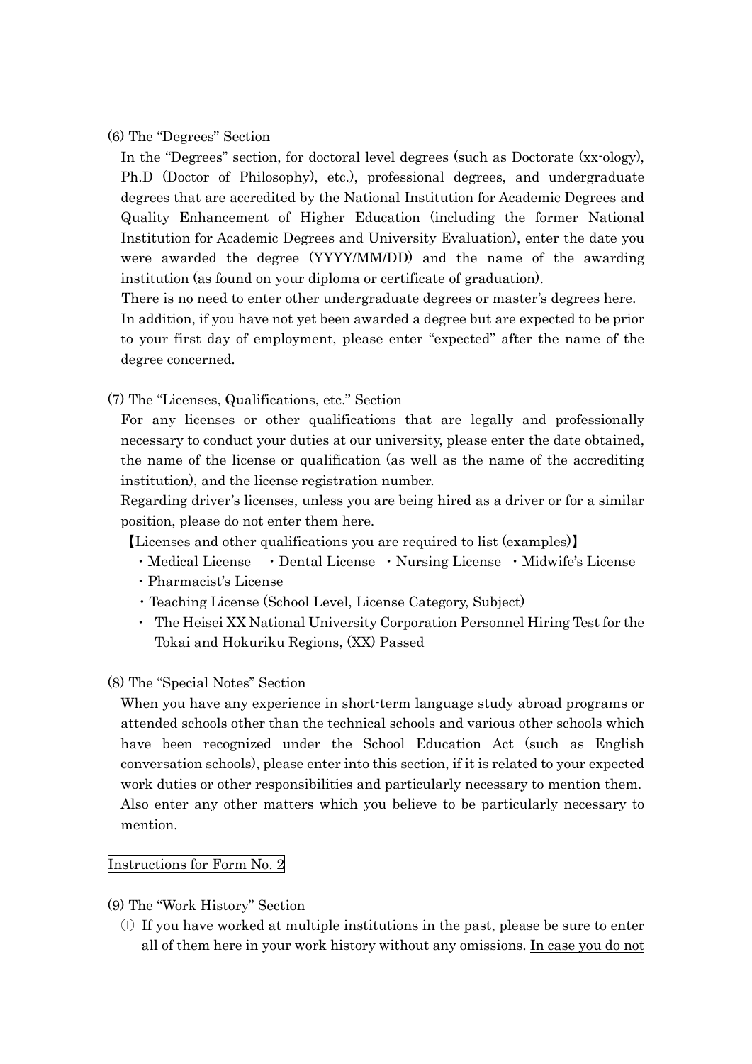(6) The "Degrees" Section

In the "Degrees" section, for doctoral level degrees (such as Doctorate (xx-ology), Ph.D (Doctor of Philosophy), etc.), professional degrees, and undergraduate degrees that are accredited by the National Institution for Academic Degrees and Quality Enhancement of Higher Education (including the former National Institution for Academic Degrees and University Evaluation), enter the date you were awarded the degree (YYYY/MM/DD) and the name of the awarding institution (as found on your diploma or certificate of graduation).

There is no need to enter other undergraduate degrees or master's degrees here.

In addition, if you have not yet been awarded a degree but are expected to be prior to your first day of employment, please enter "expected" after the name of the degree concerned.

(7) The "Licenses, Qualifications, etc." Section

For any licenses or other qualifications that are legally and professionally necessary to conduct your duties at our university, please enter the date obtained, the name of the license or qualification (as well as the name of the accrediting institution), and the license registration number.

Regarding driver's licenses, unless you are being hired as a driver or for a similar position, please do not enter them here.

【Licenses and other qualifications you are required to list (examples)】

- Medical License ・Dental License ・Nursing License ・Midwife's License
- Pharmacist's License
- Teaching License (School Level, License Category, Subject)
- The Heisei XX National University Corporation Personnel Hiring Test for the Tokai and Hokuriku Regions, (XX) Passed

(8) The "Special Notes" Section

When you have any experience in short-term language study abroad programs or attended schools other than the technical schools and various other schools which have been recognized under the School Education Act (such as English conversation schools), please enter into this section, if it is related to your expected work duties or other responsibilities and particularly necessary to mention them. Also enter any other matters which you believe to be particularly necessary to mention.

Instructions for Form No. 2

(9) The "Work History" Section

① If you have worked at multiple institutions in the past, please be sure to enter all of them here in your work history without any omissions. <u>In case you do not</u>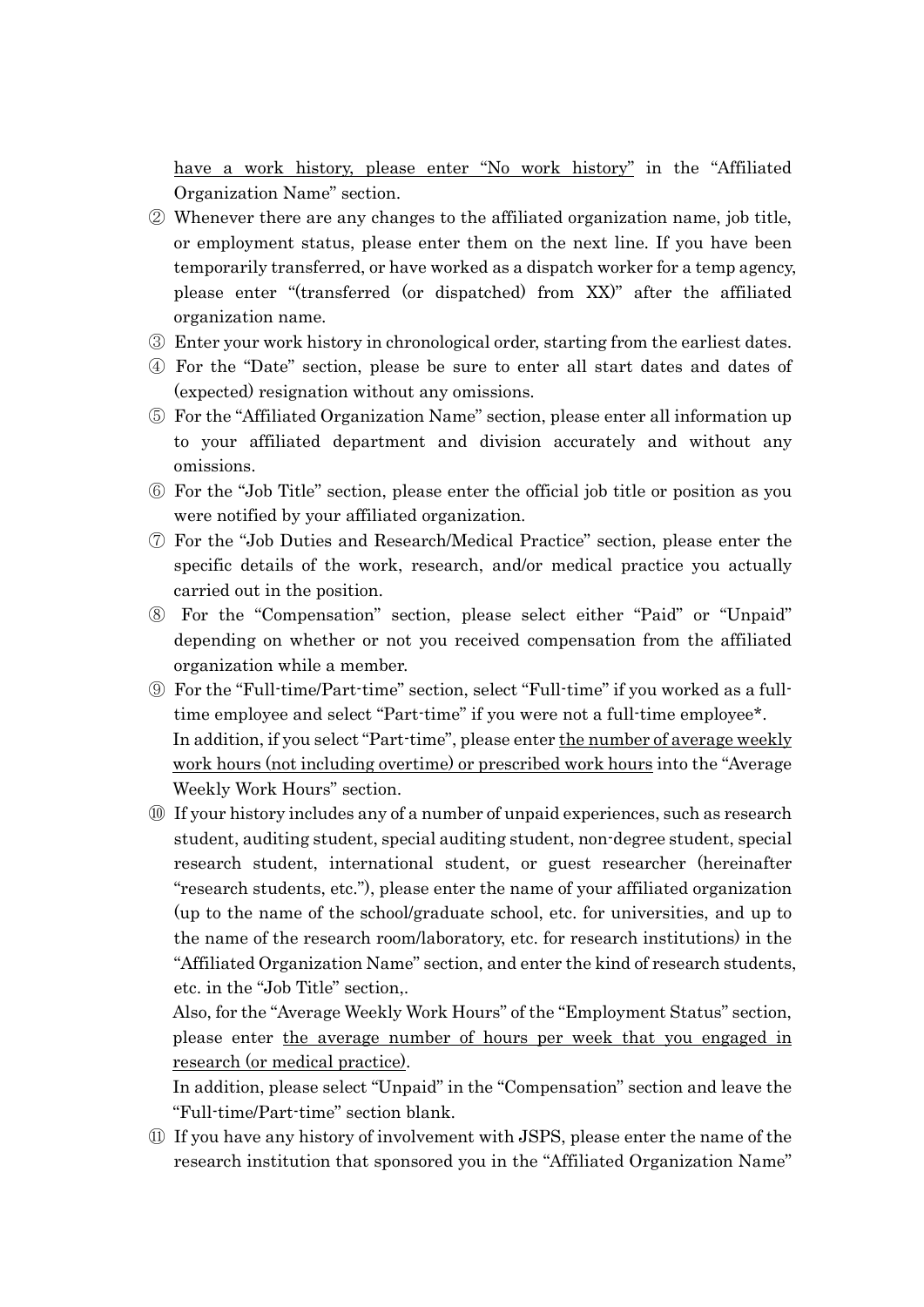have a work history, please enter "No work history" in the "Affiliated Organization Name" section.

② Whenever there are any changes to the affiliated organization name, job title, or employment status, please enter them on the next line. If you have been temporarily transferred, or have worked as a dispatch worker for a temp agency, please enter "(transferred (or dispatched) from XX)" after the affiliated organization name.

③ Enter your work history in chronological order, starting from the earliest dates.

④ For the "Date" section, please be sure to enter all start dates and dates of (expected) resignation without any omissions.

⑤ For the "Affiliated Organization Name" section, please enter all information up to your affiliated department and division accurately and without any omissions.

⑥ For the "Job Title" section, please enter the official job title or position as you were notified by your affiliated organization.

⑦ For the "Job Duties and Research/Medical Practice" section, please enter the specific details of the work, research, and/or medical practice you actually carried out in the position.

⑧ For the "Compensation" section, please select either "Paid" or "Unpaid" depending on whether or not you received compensation from the affiliated organization while a member.

⑨ For the "Full-time/Part-time" section, select "Full-time" if you worked as a full-time employee and select "Part-time" if you were not a full-time employee*. In addition, if you select "Part-time", please enter the number of average weekly work hours (not including overtime) or prescribed work hours into the "Average Weekly Work Hours" section.

⑩ If your history includes any of a number of unpaid experiences, such as research student, auditing student, special auditing student, non-degree student, special research student, international student, or guest researcher (hereinafter "research students, etc."), please enter the name of your affiliated organization (up to the name of the school/graduate school, etc. for universities, and up to the name of the research room/laboratory, etc. for research institutions) in the "Affiliated Organization Name" section, and enter the kind of research students, etc. in the "Job Title" section,.
Also, for the "Average Weekly Work Hours" of the "Employment Status" section, please enter the average number of hours per week that you engaged in research (or medical practice).
In addition, please select "Unpaid" in the "Compensation" section and leave the "Full-time/Part-time" section blank.

⑪ If you have any history of involvement with JSPS, please enter the name of the research institution that sponsored you in the "Affiliated Organization Name"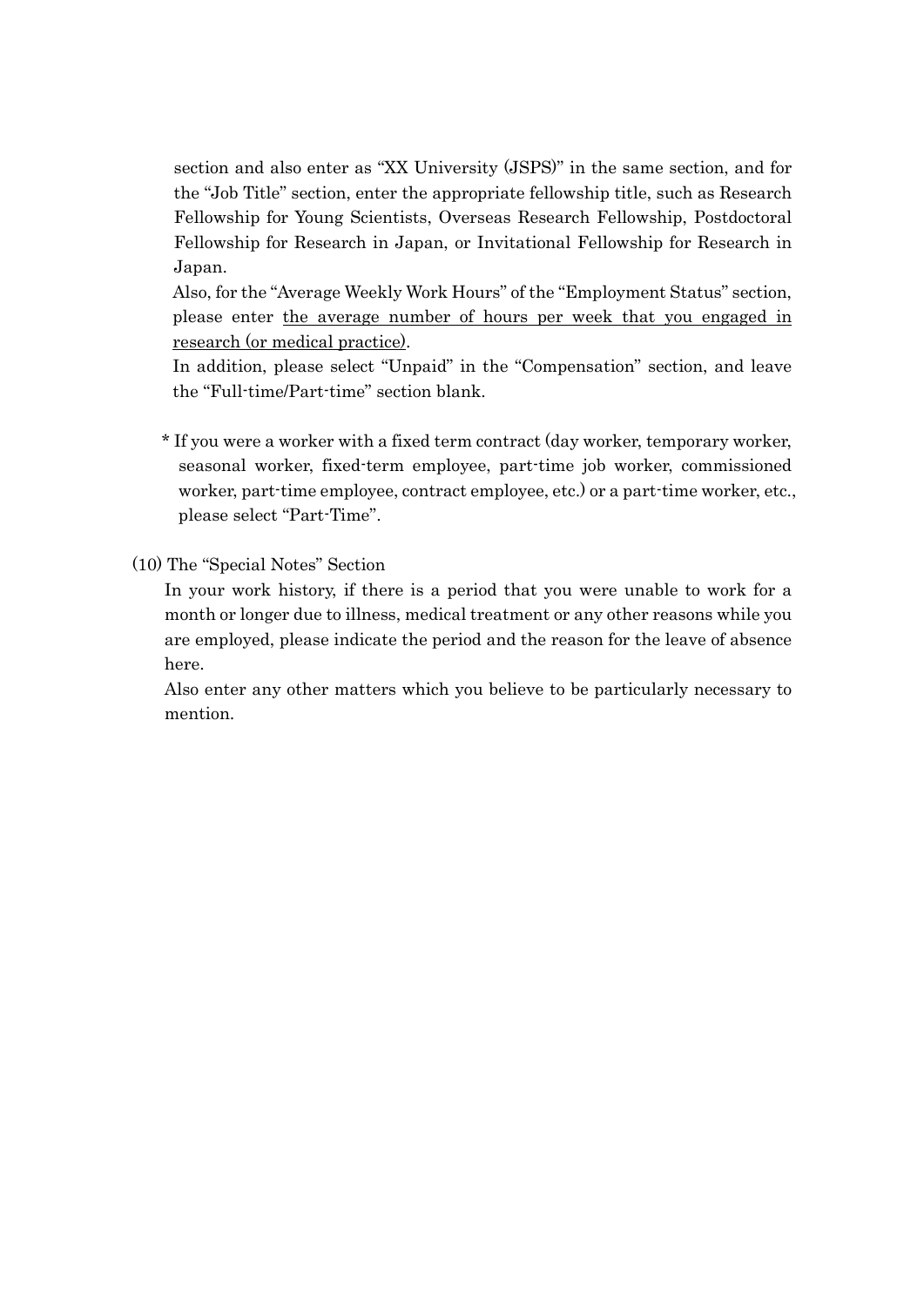section and also enter as "XX University (JSPS)" in the same section, and for the "Job Title" section, enter the appropriate fellowship title, such as Research Fellowship for Young Scientists, Overseas Research Fellowship, Postdoctoral Fellowship for Research in Japan, or Invitational Fellowship for Research in Japan.

Also, for the "Average Weekly Work Hours" of the "Employment Status" section, please enter <u>the average number of hours per week that you engaged in research (or medical practice)</u>.

In addition, please select "Unpaid" in the "Compensation" section, and leave the "Full-time/Part-time" section blank.

\* If you were a worker with a fixed term contract (day worker, temporary worker, seasonal worker, fixed-term employee, part-time job worker, commissioned worker, part-time employee, contract employee, etc.) or a part-time worker, etc., please select "Part-Time".

(10) The "Special Notes" Section

In your work history, if there is a period that you were unable to work for a month or longer due to illness, medical treatment or any other reasons while you are employed, please indicate the period and the reason for the leave of absence here.

Also enter any other matters which you believe to be particularly necessary to mention.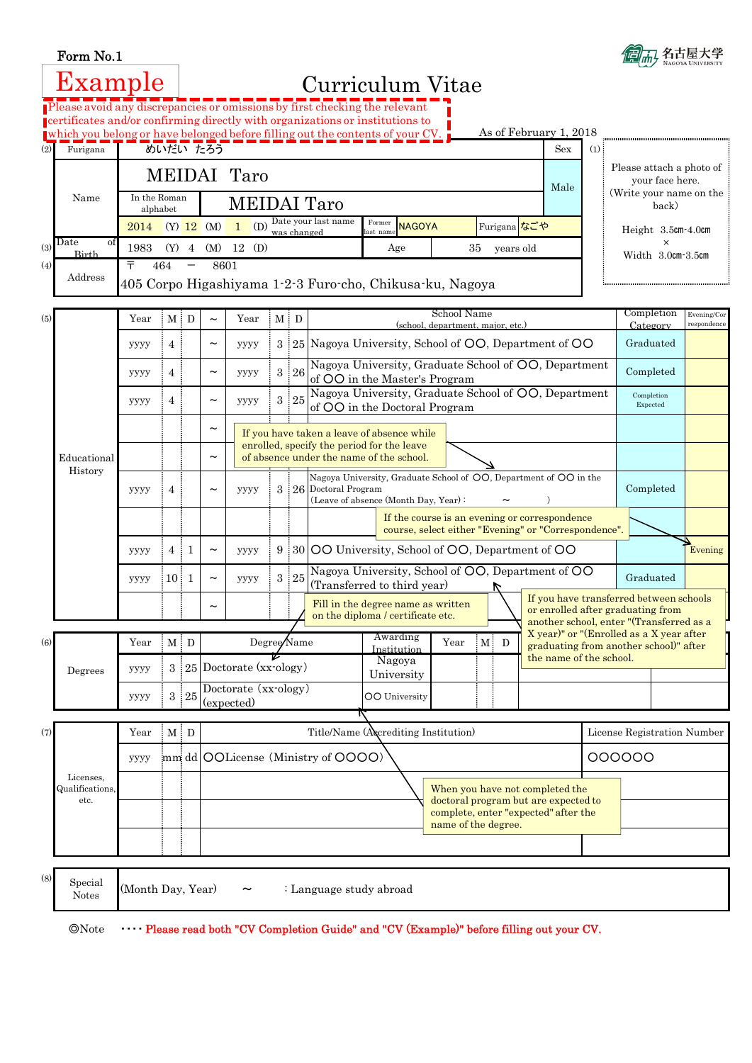Form No.1

名古屋大学 NAGOYA UNIVERSITY

Example

# Curriculum Vitae

Please avoid any discrepancies or omissions by first checking the relevant certificates and/or confirming directly with organizations or institutions to which you belong or have belonged before filling out the contents of your CV.

As of February 1, 2018

| (2) Furigana | めいだい たろう | | | | Sex |
|---|---|---|---|---|---|
| Name | MEIDAI Taro | | | | Male |
| | In the Roman alphabet | MEIDAI Taro | | | |
| | 2014 (Y) 12 (M) 1 (D) Date your last name was changed | Former last name | NAGOYA | Furigana なごや | |
| (3) Date of Birth | 1983 (Y) 4 (M) 12 (D) | Age | 35 years old | | |
| (4) Address | 〒 464 － 8601<br>405 Corpo Higashiyama 1-2-3 Furo-cho, Chikusa-ku, Nagoya | | | | |

(1) Please attach a photo of your face here. (Write your name on the back)

Height 3.5㎝-4.0㎝ × Width 3.0㎝-3.5㎝

(5) Educational History

| Year | M | D | ～ | Year | M | D | School Name (school, department, major, etc.) | Completion Category | Evening/Correspondence |
|---|---|---|---|---|---|---|---|---|---|
| yyyy | 4 | | ～ | yyyy | 3 | 25 | Nagoya University, School of ○○, Department of ○○ | Graduated | |
| yyyy | 4 | | ～ | yyyy | 3 | 26 | Nagoya University, Graduate School of ○○, Department of ○○ in the Master's Program | Completed | |
| yyyy | 4 | | ～ | yyyy | 3 | 25 | Nagoya University, Graduate School of ○○, Department of ○○ in the Doctoral Program | Completion Expected | |
| | | | ～ | | | | | | |
| | | | ～ | | | | | | |
| yyyy | 4 | | ～ | yyyy | 3 | 26 | Nagoya University, Graduate School of ○○, Department of ○○ in the Doctoral Program (Leave of absence (Month Day, Year) : ～ ) | Completed | |
| | | | | | | | | | |
| yyyy | 4 | 1 | ～ | yyyy | 9 | 30 | ○○ University, School of ○○, Department of ○○ | | Evening |
| yyyy | 10 | 1 | ～ | yyyy | 3 | 25 | Nagoya University, School of ○○, Department of ○○ (Transferred to third year) | Graduated | |
| | | | ～ | | | | | | |

If you have taken a leave of absence while enrolled, specify the period for the leave of absence under the name of the school.

If the course is an evening or correspondence course, select either "Evening" or "Correspondence".

Fill in the degree name as written on the diploma / certificate etc.

If you have transferred between schools or enrolled after graduating from another school, enter "(Transferred as a X year)" or "(Enrolled as a X year after graduating from another school)" after the name of the school.

(6) Degrees

| Year | M | D | Degree Name | Awarding Institution | Year | M | D | | |
|---|---|---|---|---|---|---|---|---|---|
| yyyy | 3 | 25 | Doctorate (xx-ology) | Nagoya University | | | | | |
| yyyy | 3 | 25 | Doctorate (xx-ology) (expected) | ○○ University | | | | | |

(7) Licenses, Qualifications, etc.

| Year | M | D | Title/Name (Accrediting Institution) | License Registration Number |
|---|---|---|---|---|
| yyyy | mm | dd | ○○License (Ministry of ○○○○) | ○○○○○○ |
| | | | | |
| | | | | |
| | | | | |

When you have not completed the doctoral program but are expected to complete, enter "expected" after the name of the degree.

(8) Special Notes: (Month Day, Year) ～ : Language study abroad

◎Note ････ Please read both "CV Completion Guide" and "CV (Example)" before filling out your CV.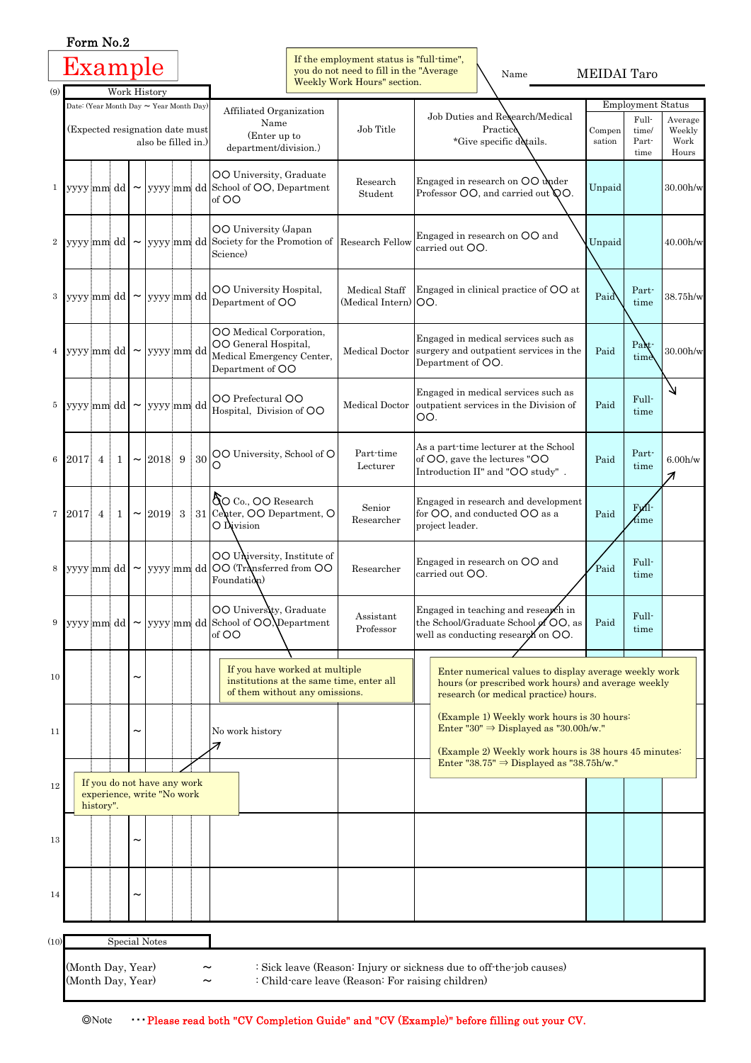Form No.2

# Example

If the employment status is "full-time", you do not need to fill in the "Average Weekly Work Hours" section.

Name MEIDAI Taro

(9) Work History

| | Date: (Year Month Day ~ Year Month Day) (Expected resignation date must also be filled in.) | Affiliated Organization Name (Enter up to department/division.) | Job Title | Job Duties and Research/Medical Practice *Give specific details. | Employment Status: Compensation | Employment Status: Full-time/ Part-time | Employment Status: Average Weekly Work Hours |
|---|---|---|---|---|---|---|---|
| 1 | yyyy mm dd ~ yyyy mm dd | ○○ University, Graduate School of ○○, Department of ○○ | Research Student | Engaged in research on ○○ under Professor ○○, and carried out ○○. | Unpaid | | 30.00h/w |
| 2 | yyyy mm dd ~ yyyy mm dd | ○○ University (Japan Society for the Promotion of Science) | Research Fellow | Engaged in research on ○○ and carried out ○○. | Unpaid | | 40.00h/w |
| 3 | yyyy mm dd ~ yyyy mm dd | ○○ University Hospital, Department of ○○ | Medical Staff (Medical Intern) | Engaged in clinical practice of ○○ at ○○. | Paid | Part-time | 38.75h/w |
| 4 | yyyy mm dd ~ yyyy mm dd | ○○ Medical Corporation, ○○ General Hospital, Medical Emergency Center, Department of ○○ | Medical Doctor | Engaged in medical services such as surgery and outpatient services in the Department of ○○. | Paid | Part-time | 30.00h/w |
| 5 | yyyy mm dd ~ yyyy mm dd | ○○ Prefectural ○○ Hospital, Division of ○○ | Medical Doctor | Engaged in medical services such as outpatient services in the Division of ○○. | Paid | Full-time | |
| 6 | 2017 4 1 ~ 2018 9 30 | ○○ University, School of ○○ | Part-time Lecturer | As a part-time lecturer at the School of ○○, gave the lectures "○○ Introduction II" and "○○ study". | Paid | Part-time | 6.00h/w |
| 7 | 2017 4 1 ~ 2019 3 31 | ○○ Co., ○○ Research Center, ○○ Department, ○○ Division | Senior Researcher | Engaged in research and development for ○○, and conducted ○○ as a project leader. | Paid | Full-time | |
| 8 | yyyy mm dd ~ yyyy mm dd | ○○ University, Institute of ○○ (Transferred from ○○ Foundation) | Researcher | Engaged in research on ○○ and carried out ○○. | Paid | Full-time | |
| 9 | yyyy mm dd ~ yyyy mm dd | ○○ University, Graduate School of ○○, Department of ○○ | Assistant Professor | Engaged in teaching and research in the School/Graduate School of ○○, as well as conducting research on ○○. | Paid | Full-time | |
| 10 | ~ | | | | | | |
| 11 | ~ | No work history | | | | | |
| 12 | | | | | | | |
| 13 | ~ | | | | | | |
| 14 | ~ | | | | | | |

If you have worked at multiple institutions at the same time, enter all of them without any omissions.

If you do not have any work experience, write "No work history".

Enter numerical values to display average weekly work hours (or prescribed work hours) and average weekly research (or medical practice) hours.

(Example 1) Weekly work hours is 30 hours: Enter "30" ⇒ Displayed as "30.00h/w."

(Example 2) Weekly work hours is 38 hours 45 minutes: Enter "38.75" ⇒ Displayed as "38.75h/w."

(10) Special Notes

(Month Day, Year) ~ : Sick leave (Reason: Injury or sickness due to off-the-job causes)
(Month Day, Year) ~ : Child-care leave (Reason: For raising children)

◎Note ･･･Please read both "CV Completion Guide" and "CV (Example)" before filling out your CV.